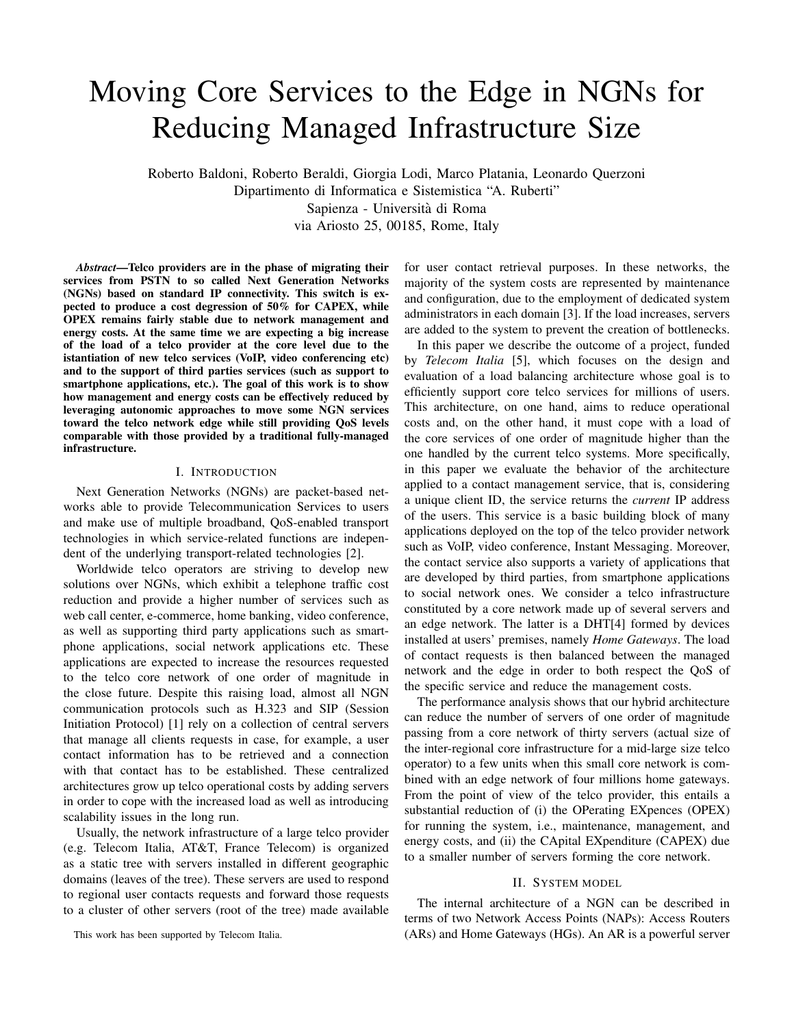# Moving Core Services to the Edge in NGNs for Reducing Managed Infrastructure Size

Roberto Baldoni, Roberto Beraldi, Giorgia Lodi, Marco Platania, Leonardo Querzoni
Dipartimento di Informatica e Sistemistica "A. Ruberti"
Sapienza - Università di Roma
via Ariosto 25, 00185, Rome, Italy

***Abstract*—Telco providers are in the phase of migrating their services from PSTN to so called Next Generation Networks (NGNs) based on standard IP connectivity. This switch is expected to produce a cost degression of 50% for CAPEX, while OPEX remains fairly stable due to network management and energy costs. At the same time we are expecting a big increase of the load of a telco provider at the core level due to the istantiation of new telco services (VoIP, video conferencing etc) and to the support of third parties services (such as support to smartphone applications, etc.). The goal of this work is to show how management and energy costs can be effectively reduced by leveraging autonomic approaches to move some NGN services toward the telco network edge while still providing QoS levels comparable with those provided by a traditional fully-managed infrastructure.**

## I. Introduction

Next Generation Networks (NGNs) are packet-based networks able to provide Telecommunication Services to users and make use of multiple broadband, QoS-enabled transport technologies in which service-related functions are independent of the underlying transport-related technologies [2].

Worldwide telco operators are striving to develop new solutions over NGNs, which exhibit a telephone traffic cost reduction and provide a higher number of services such as web call center, e-commerce, home banking, video conference, as well as supporting third party applications such as smartphone applications, social network applications etc. These applications are expected to increase the resources requested to the telco core network of one order of magnitude in the close future. Despite this raising load, almost all NGN communication protocols such as H.323 and SIP (Session Initiation Protocol) [1] rely on a collection of central servers that manage all clients requests in case, for example, a user contact information has to be retrieved and a connection with that contact has to be established. These centralized architectures grow up telco operational costs by adding servers in order to cope with the increased load as well as introducing scalability issues in the long run.

Usually, the network infrastructure of a large telco provider (e.g. Telecom Italia, AT&T, France Telecom) is organized as a static tree with servers installed in different geographic domains (leaves of the tree). These servers are used to respond to regional user contacts requests and forward those requests to a cluster of other servers (root of the tree) made available for user contact retrieval purposes. In these networks, the majority of the system costs are represented by maintenance and configuration, due to the employment of dedicated system administrators in each domain [3]. If the load increases, servers are added to the system to prevent the creation of bottlenecks.

In this paper we describe the outcome of a project, funded by *Telecom Italia* [5], which focuses on the design and evaluation of a load balancing architecture whose goal is to efficiently support core telco services for millions of users. This architecture, on one hand, aims to reduce operational costs and, on the other hand, it must cope with a load of the core services of one order of magnitude higher than the one handled by the current telco systems. More specifically, in this paper we evaluate the behavior of the architecture applied to a contact management service, that is, considering a unique client ID, the service returns the *current* IP address of the users. This service is a basic building block of many applications deployed on the top of the telco provider network such as VoIP, video conference, Instant Messaging. Moreover, the contact service also supports a variety of applications that are developed by third parties, from smartphone applications to social network ones. We consider a telco infrastructure constituted by a core network made up of several servers and an edge network. The latter is a DHT[4] formed by devices installed at users' premises, namely *Home Gateways*. The load of contact requests is then balanced between the managed network and the edge in order to both respect the QoS of the specific service and reduce the management costs.

The performance analysis shows that our hybrid architecture can reduce the number of servers of one order of magnitude passing from a core network of thirty servers (actual size of the inter-regional core infrastructure for a mid-large size telco operator) to a few units when this small core network is combined with an edge network of four millions home gateways. From the point of view of the telco provider, this entails a substantial reduction of (i) the OPerating EXpences (OPEX) for running the system, i.e., maintenance, management, and energy costs, and (ii) the CApital EXpenditure (CAPEX) due to a smaller number of servers forming the core network.

## II. System model

The internal architecture of a NGN can be described in terms of two Network Access Points (NAPs): Access Routers (ARs) and Home Gateways (HGs). An AR is a powerful server

This work has been supported by Telecom Italia.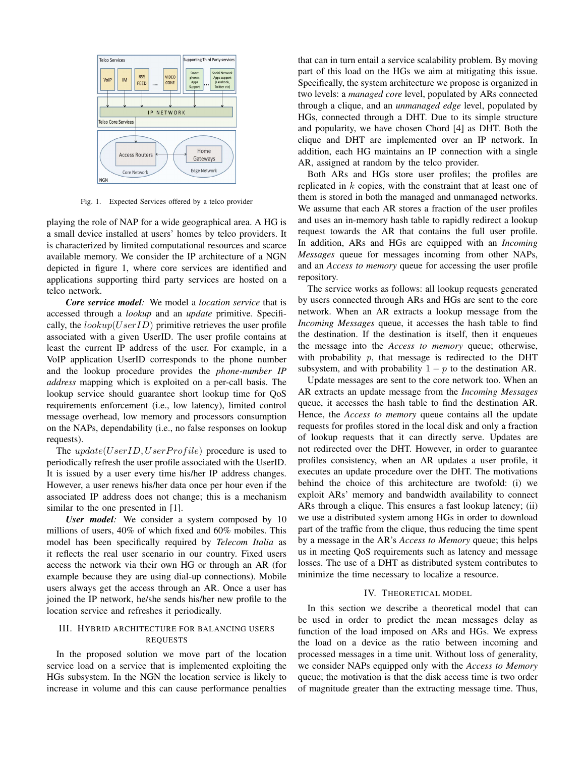Fig. 1. Expected Services offered by a telco provider

playing the role of NAP for a wide geographical area. A HG is a small device installed at users' homes by telco providers. It is characterized by limited computational resources and scarce available memory. We consider the IP architecture of a NGN depicted in figure 1, where core services are identified and applications supporting third party services are hosted on a telco network.

***Core service model:*** We model a *location service* that is accessed through a *lookup* and an *update* primitive. Specifically, the $lookup(UserID)$ primitive retrieves the user profile associated with a given UserID. The user profile contains at least the current IP address of the user. For example, in a VoIP application UserID corresponds to the phone number and the lookup procedure provides the *phone-number IP address* mapping which is exploited on a per-call basis. The lookup service should guarantee short lookup time for QoS requirements enforcement (i.e., low latency), limited control message overhead, low memory and processors consumption on the NAPs, dependability (i.e., no false responses on lookup requests).

The $update(UserID, UserProfile)$ procedure is used to periodically refresh the user profile associated with the UserID. It is issued by a user every time his/her IP address changes. However, a user renews his/her data once per hour even if the associated IP address does not change; this is a mechanism similar to the one presented in [1].

***User model:*** We consider a system composed by 10 millions of users, 40% of which fixed and 60% mobiles. This model has been specifically required by *Telecom Italia* as it reflects the real user scenario in our country. Fixed users access the network via their own HG or through an AR (for example because they are using dial-up connections). Mobile users always get the access through an AR. Once a user has joined the IP network, he/she sends his/her new profile to the location service and refreshes it periodically.

## III. Hybrid architecture for balancing users requests

In the proposed solution we move part of the location service load on a service that is implemented exploiting the HGs subsystem. In the NGN the location service is likely to increase in volume and this can cause performance penalties that can in turn entail a service scalability problem. By moving part of this load on the HGs we aim at mitigating this issue. Specifically, the system architecture we propose is organized in two levels: a *managed core* level, populated by ARs connected through a clique, and an *unmanaged edge* level, populated by HGs, connected through a DHT. Due to its simple structure and popularity, we have chosen Chord [4] as DHT. Both the clique and DHT are implemented over an IP network. In addition, each HG maintains an IP connection with a single AR, assigned at random by the telco provider.

Both ARs and HGs store user profiles; the profiles are replicated in $k$ copies, with the constraint that at least one of them is stored in both the managed and unmanaged networks. We assume that each AR stores a fraction of the user profiles and uses an in-memory hash table to rapidly redirect a lookup request towards the AR that contains the full user profile. In addition, ARs and HGs are equipped with an *Incoming Messages* queue for messages incoming from other NAPs, and an *Access to memory* queue for accessing the user profile repository.

The service works as follows: all lookup requests generated by users connected through ARs and HGs are sent to the core network. When an AR extracts a lookup message from the *Incoming Messages* queue, it accesses the hash table to find the destination. If the destination is itself, then it enqueues the message into the *Access to memory* queue; otherwise, with probability $p$, that message is redirected to the DHT subsystem, and with probability $1-p$ to the destination AR.

Update messages are sent to the core network too. When an AR extracts an update message from the *Incoming Messages* queue, it accesses the hash table to find the destination AR. Hence, the *Access to memory* queue contains all the update requests for profiles stored in the local disk and only a fraction of lookup requests that it can directly serve. Updates are not redirected over the DHT. However, in order to guarantee profiles consistency, when an AR updates a user profile, it executes an update procedure over the DHT. The motivations behind the choice of this architecture are twofold: (i) we exploit ARs' memory and bandwidth availability to connect ARs through a clique. This ensures a fast lookup latency; (ii) we use a distributed system among HGs in order to download part of the traffic from the clique, thus reducing the time spent by a message in the AR's *Access to Memory* queue; this helps us in meeting QoS requirements such as latency and message losses. The use of a DHT as distributed system contributes to minimize the time necessary to localize a resource.

## IV. Theoretical model

In this section we describe a theoretical model that can be used in order to predict the mean messages delay as function of the load imposed on ARs and HGs. We express the load on a device as the ratio between incoming and processed messages in a time unit. Without loss of generality, we consider NAPs equipped only with the *Access to Memory* queue; the motivation is that the disk access time is two order of magnitude greater than the extracting message time. Thus,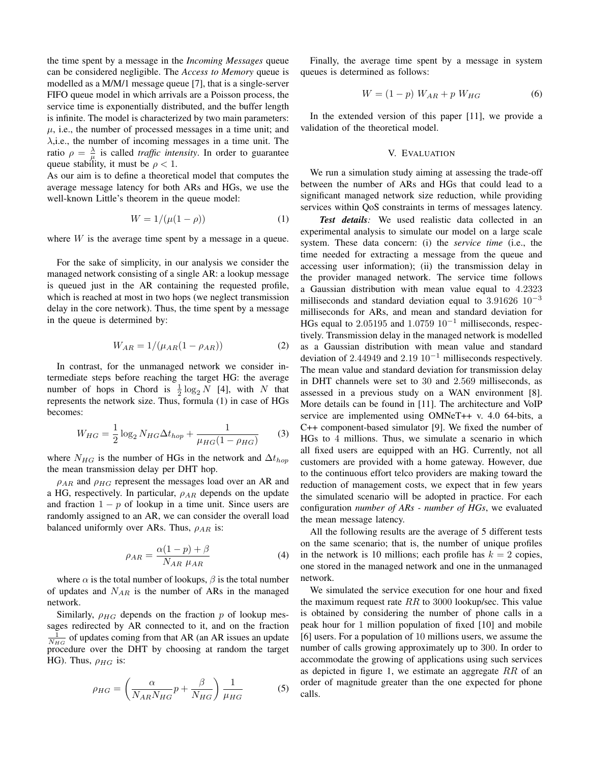the time spent by a message in the *Incoming Messages* queue can be considered negligible. The *Access to Memory* queue is modelled as a M/M/1 message queue [7], that is a single-server FIFO queue model in which arrivals are a Poisson process, the service time is exponentially distributed, and the buffer length is infinite. The model is characterized by two main parameters: $\mu$, i.e., the number of processed messages in a time unit; and $\lambda$,i.e., the number of incoming messages in a time unit. The ratio $\rho = \frac{\lambda}{\mu}$ is called *traffic intensity*. In order to guarantee queue stability, it must be $\rho < 1$.
As our aim is to define a theoretical model that computes the average message latency for both ARs and HGs, we use the well-known Little's theorem in the queue model:

$$W = 1/(\mu(1 - \rho)) \tag{1}$$

where $W$ is the average time spent by a message in a queue.

For the sake of simplicity, in our analysis we consider the managed network consisting of a single AR: a lookup message is queued just in the AR containing the requested profile, which is reached at most in two hops (we neglect transmission delay in the core network). Thus, the time spent by a message in the queue is determined by:

$$W_{AR} = 1/(\mu_{AR}(1 - \rho_{AR})) \tag{2}$$

In contrast, for the unmanaged network we consider intermediate steps before reaching the target HG: the average number of hops in Chord is $\frac{1}{2}\log_2 N$ [4], with $N$ that represents the network size. Thus, formula (1) in case of HGs becomes:

$$W_{HG} = \frac{1}{2}\log_2 N_{HG}\Delta t_{hop} + \frac{1}{\mu_{HG}(1 - \rho_{HG})} \tag{3}$$

where $N_{HG}$ is the number of HGs in the network and $\Delta t_{hop}$ the mean transmission delay per DHT hop.

$\rho_{AR}$ and $\rho_{HG}$ represent the messages load over an AR and a HG, respectively. In particular, $\rho_{AR}$ depends on the update and fraction $1 - p$ of lookup in a time unit. Since users are randomly assigned to an AR, we can consider the overall load balanced uniformly over ARs. Thus, $\rho_{AR}$ is:

$$\rho_{AR} = \frac{\alpha(1 - p) + \beta}{N_{AR}\ \mu_{AR}} \tag{4}$$

where $\alpha$ is the total number of lookups, $\beta$ is the total number of updates and $N_{AR}$ is the number of ARs in the managed network.

Similarly, $\rho_{HG}$ depends on the fraction $p$ of lookup messages redirected by AR connected to it, and on the fraction $\frac{1}{N_{HG}}$ of updates coming from that AR (an AR issues an update procedure over the DHT by choosing at random the target HG). Thus, $\rho_{HG}$ is:

$$\rho_{HG} = \left(\frac{\alpha}{N_{AR}N_{HG}}p + \frac{\beta}{N_{HG}}\right)\frac{1}{\mu_{HG}} \tag{5}$$

Finally, the average time spent by a message in system queues is determined as follows:

$$W = (1 - p)\ W_{AR} + p\ W_{HG} \tag{6}$$

In the extended version of this paper [11], we provide a validation of the theoretical model.

## V. Evaluation

We run a simulation study aiming at assessing the trade-off between the number of ARs and HGs that could lead to a significant managed network size reduction, while providing services within QoS constraints in terms of messages latency.

***Test details:*** We used realistic data collected in an experimental analysis to simulate our model on a large scale system. These data concern: (i) the *service time* (i.e., the time needed for extracting a message from the queue and accessing user information); (ii) the transmission delay in the provider managed network. The service time follows a Gaussian distribution with mean value equal to $4.2323$ milliseconds and standard deviation equal to $3.91626\ 10^{-3}$ milliseconds for ARs, and mean and standard deviation for HGs equal to $2.05195$ and $1.0759\ 10^{-1}$ milliseconds, respectively. Transmission delay in the managed network is modelled as a Gaussian distribution with mean value and standard deviation of $2.44949$ and $2.19\ 10^{-1}$ milliseconds respectively. The mean value and standard deviation for transmission delay in DHT channels were set to $30$ and $2.569$ milliseconds, as assessed in a previous study on a WAN environment [8]. More details can be found in [11]. The architecture and VoIP service are implemented using OMNeT++ v. 4.0 64-bits, a C++ component-based simulator [9]. We fixed the number of HGs to $4$ millions. Thus, we simulate a scenario in which all fixed users are equipped with an HG. Currently, not all customers are provided with a home gateway. However, due to the continuous effort telco providers are making toward the reduction of management costs, we expect that in few years the simulated scenario will be adopted in practice. For each configuration *number of ARs - number of HGs*, we evaluated the mean message latency.

All the following results are the average of 5 different tests on the same scenario; that is, the number of unique profiles in the network is 10 millions; each profile has $k = 2$ copies, one stored in the managed network and one in the unmanaged network.

We simulated the service execution for one hour and fixed the maximum request rate $RR$ to $3000$ lookup/sec. This value is obtained by considering the number of phone calls in a peak hour for $1$ million population of fixed [10] and mobile [6] users. For a population of $10$ millions users, we assume the number of calls growing approximately up to $300$. In order to accommodate the growing of applications using such services as depicted in figure 1, we estimate an aggregate $RR$ of an order of magnitude greater than the one expected for phone calls.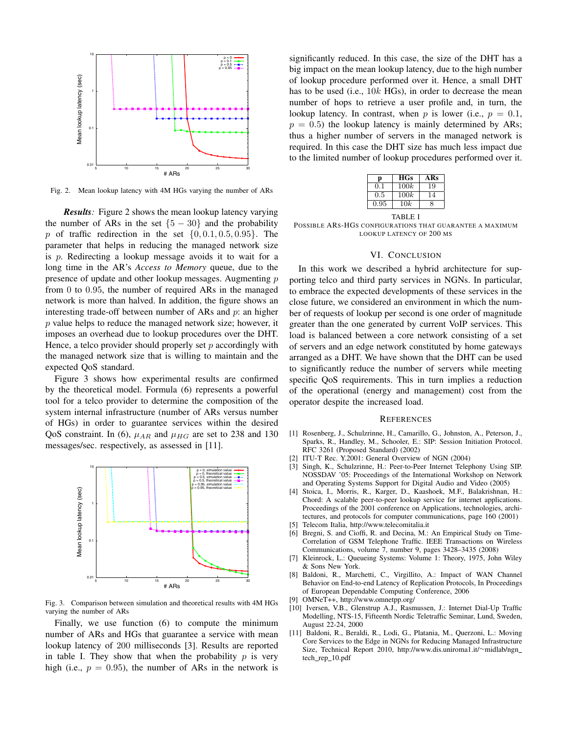10

1

0.1

0.01

5 10 15 20 25 30

Mean lookup latency (sec)

# ARs

p = 0
p = 0.1
p = 0.5
p = 0.95

Fig. 2. Mean lookup latency with 4M HGs varying the number of ARs

***Results:*** Figure 2 shows the mean lookup latency varying the number of ARs in the set $\{5-30\}$ and the probability $p$ of traffic redirection in the set $\{0, 0.1, 0.5, 0.95\}$. The parameter that helps in reducing the managed network size is $p$. Redirecting a lookup message avoids it to wait for a long time in the AR's *Access to Memory* queue, due to the presence of update and other lookup messages. Augmenting $p$ from 0 to 0.95, the number of required ARs in the managed network is more than halved. In addition, the figure shows an interesting trade-off between number of ARs and $p$: an higher $p$ value helps to reduce the managed network size; however, it imposes an overhead due to lookup procedures over the DHT. Hence, a telco provider should properly set $p$ accordingly with the managed network size that is willing to maintain and the expected QoS standard.

Figure 3 shows how experimental results are confirmed by the theoretical model. Formula (6) represents a powerful tool for a telco provider to determine the composition of the system internal infrastructure (number of ARs versus number of HGs) in order to guarantee services within the desired QoS constraint. In (6), $\mu_{AR}$ and $\mu_{HG}$ are set to 238 and 130 messages/sec. respectively, as assessed in [11].

10

1

0.1

0.01

5 10 15 20 25 30

Mean lookup latency (sec)

# ARs

p = 0, simulation value
p = 0, theoretical value
p = 0.5, simulation value
p = 0.5, theoretical value
p = 0.95, simulation value
p = 0.95, theoretical value

Fig. 3. Comparison between simulation and theoretical results with 4M HGs varying the number of ARs

Finally, we use function (6) to compute the minimum number of ARs and HGs that guarantee a service with mean lookup latency of 200 milliseconds [3]. Results are reported in table I. They show that when the probability $p$ is very high (i.e., $p = 0.95$), the number of ARs in the network is significantly reduced. In this case, the size of the DHT has a big impact on the mean lookup latency, due to the high number of lookup procedure performed over it. Hence, a small DHT has to be used (i.e., $10k$ HGs), in order to decrease the mean number of hops to retrieve a user profile and, in turn, the lookup latency. In contrast, when $p$ is lower (i.e., $p = 0.1$, $p = 0.5$) the lookup latency is mainly determined by ARs; thus a higher number of servers in the managed network is required. In this case the DHT size has much less impact due to the limited number of lookup procedures performed over it.

| p | HGs | ARs |
|---|---|---|
| 0.1 | $100k$ | 19 |
| 0.5 | $100k$ | 14 |
| 0.95 | $10k$ | 8 |

TABLE I
POSSIBLE ARS-HGS CONFIGURATIONS THAT GUARANTEE A MAXIMUM LOOKUP LATENCY OF 200 MS

## VI. CONCLUSION

In this work we described a hybrid architecture for supporting telco and third party services in NGNs. In particular, to embrace the expected developments of these services in the close future, we considered an environment in which the number of requests of lookup per second is one order of magnitude greater than the one generated by current VoIP services. This load is balanced between a core network consisting of a set of servers and an edge network constituted by home gateways arranged as a DHT. We have shown that the DHT can be used to significantly reduce the number of servers while meeting specific QoS requirements. This in turn implies a reduction of the operational (energy and management) cost from the operator despite the increased load.

## REFERENCES

[1] Rosenberg, J., Schulzrinne, H., Camarillo, G., Johnston, A., Peterson, J., Sparks, R., Handley, M., Schooler, E.: SIP: Session Initiation Protocol. RFC 3261 (Proposed Standard) (2002)

[2] ITU-T Rec. Y.2001: General Overview of NGN (2004)

[3] Singh, K., Schulzrinne, H.: Peer-to-Peer Internet Telephony Using SIP. NOSSDAV '05: Proceedings of the International Workshop on Network and Operating Systems Support for Digital Audio and Video (2005)

[4] Stoica, I., Morris, R., Karger, D., Kaashoek, M.F., Balakrishnan, H.: Chord: A scalable peer-to-peer lookup service for internet applications. Proceedings of the 2001 conference on Applications, technologies, architectures, and protocols for computer communications, page 160 (2001)

[5] Telecom Italia, http://www.telecomitalia.it

[6] Bregni, S. and Cioffi, R. and Decina, M.: An Empirical Study on Time-Correlation of GSM Telephone Traffic. IEEE Transactions on Wireless Communications, volume 7, number 9, pages 3428–3435 (2008)

[7] Kleinrock, L.: Queueing Systems: Volume 1: Theory, 1975, John Wiley & Sons New York.

[8] Baldoni, R., Marchetti, C., Virgillito, A.: Impact of WAN Channel Behavior on End-to-end Latency of Replication Protocols, In Proceedings of European Dependable Computing Conference, 2006

[9] OMNeT++, http://www.omnetpp.org/

[10] Iversen, V.B., Glenstrup A.J., Rasmussen, J.: Internet Dial-Up Traffic Modelling, NTS-15, Fifteenth Nordic Teletraffic Seminar, Lund, Sweden, August 22-24, 2000

[11] Baldoni, R., Beraldi, R., Lodi, G., Platania, M., Querzoni, L.: Moving Core Services to the Edge in NGNs for Reducing Managed Infrastructure Size, Technical Report 2010, http://www.dis.uniroma1.it/~midlab/ngn_tech_rep_10.pdf